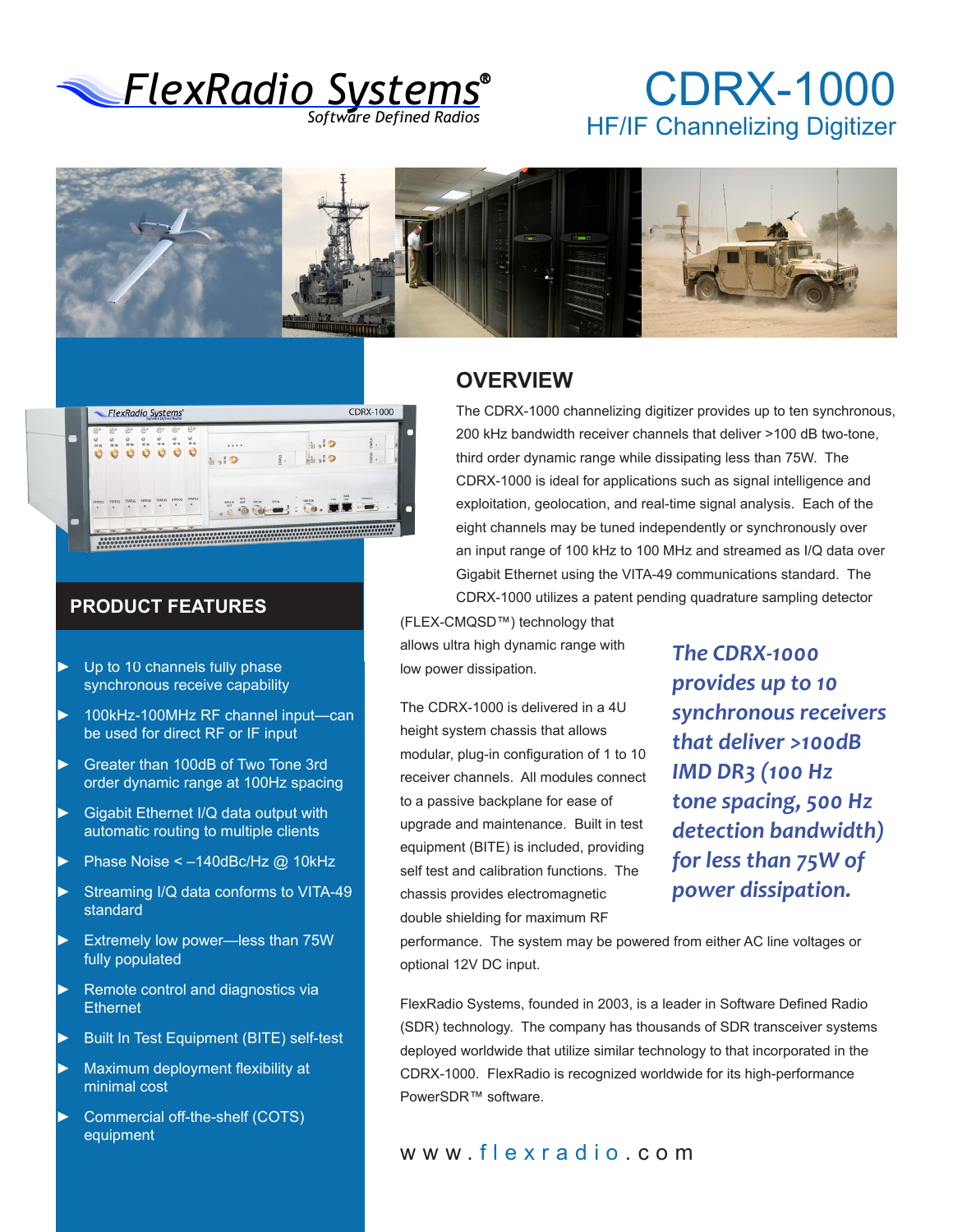# FlexRadio Systems®

Software Defined Radios

# CDRX-1000

## HF/IF Channelizing Digitizer

## OVERVIEW

The CDRX-1000 channelizing digitizer provides up to ten synchronous, 200 kHz bandwidth receiver channels that deliver >100 dB two-tone, third order dynamic range while dissipating less than 75W. The CDRX-1000 is ideal for applications such as signal intelligence and exploitation, geolocation, and real-time signal analysis. Each of the eight channels may be tuned independently or synchronously over an input range of 100 kHz to 100 MHz and streamed as I/Q data over Gigabit Ethernet using the VITA-49 communications standard. The CDRX-1000 utilizes a patent pending quadrature sampling detector (FLEX-CMQSD™) technology that allows ultra high dynamic range with low power dissipation.

***The CDRX-1000 provides up to 10 synchronous receivers that deliver >100dB IMD DR3 (100 Hz tone spacing, 500 Hz detection bandwidth) for less than 75W of power dissipation.***

The CDRX-1000 is delivered in a 4U height system chassis that allows modular, plug-in configuration of 1 to 10 receiver channels. All modules connect to a passive backplane for ease of upgrade and maintenance. Built in test equipment (BITE) is included, providing self test and calibration functions. The chassis provides electromagnetic double shielding for maximum RF performance. The system may be powered from either AC line voltages or optional 12V DC input.

FlexRadio Systems, founded in 2003, is a leader in Software Defined Radio (SDR) technology. The company has thousands of SDR transceiver systems deployed worldwide that utilize similar technology to that incorporated in the CDRX-1000. FlexRadio is recognized worldwide for its high-performance PowerSDR™ software.

## PRODUCT FEATURES

- Up to 10 channels fully phase synchronous receive capability
- 100kHz-100MHz RF channel input—can be used for direct RF or IF input
- Greater than 100dB of Two Tone 3rd order dynamic range at 100Hz spacing
- Gigabit Ethernet I/Q data output with automatic routing to multiple clients
- Phase Noise < –140dBc/Hz @ 10kHz
- Streaming I/Q data conforms to VITA-49 standard
- Extremely low power—less than 75W fully populated
- Remote control and diagnostics via Ethernet
- Built In Test Equipment (BITE) self-test
- Maximum deployment flexibility at minimal cost
- Commercial off-the-shelf (COTS) equipment

www.flexradio.com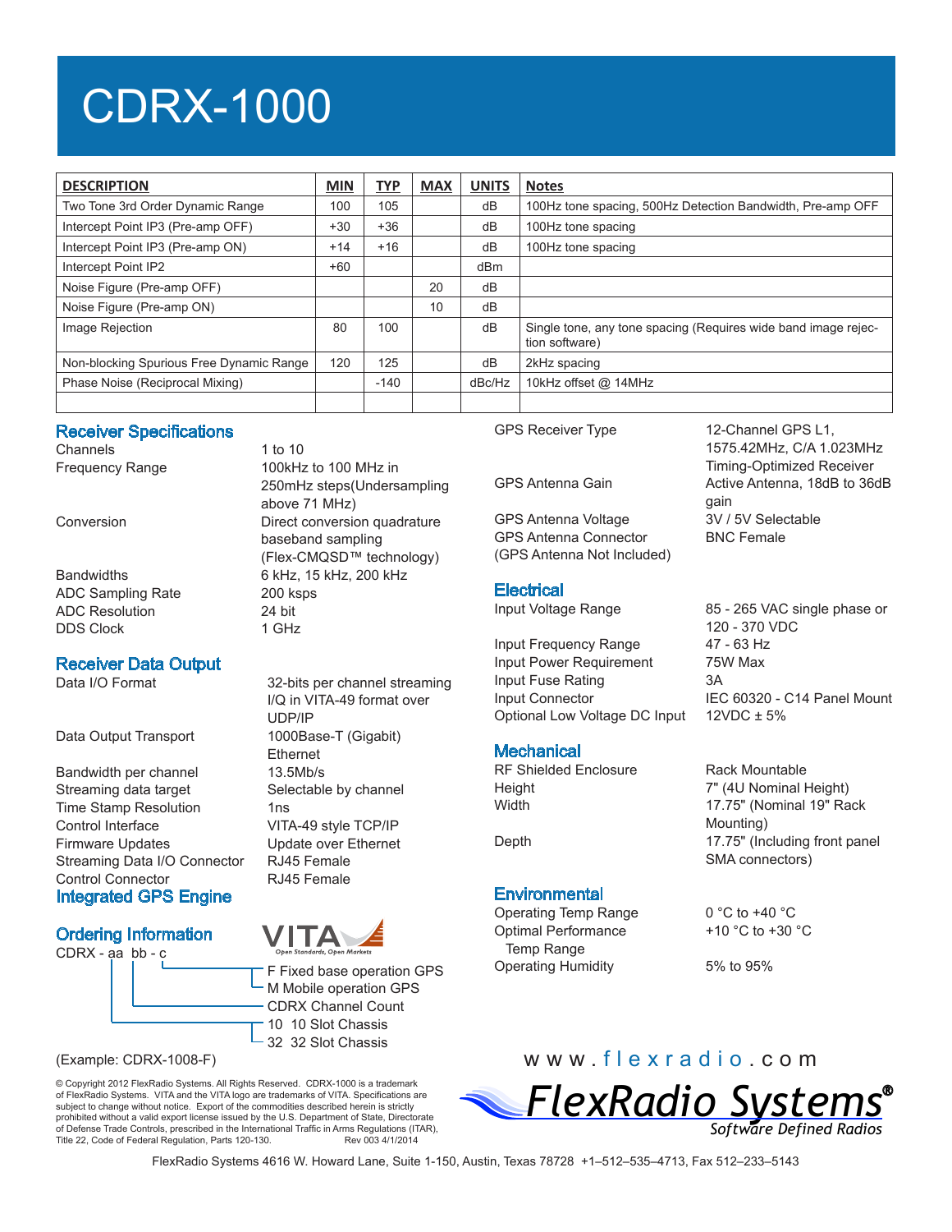# CDRX-1000

| DESCRIPTION | MIN | TYP | MAX | UNITS | Notes |
|---|---|---|---|---|---|
| Two Tone 3rd Order Dynamic Range | 100 | 105 | | dB | 100Hz tone spacing, 500Hz Detection Bandwidth, Pre-amp OFF |
| Intercept Point IP3 (Pre-amp OFF) | +30 | +36 | | dB | 100Hz tone spacing |
| Intercept Point IP3 (Pre-amp ON) | +14 | +16 | | dB | 100Hz tone spacing |
| Intercept Point IP2 | +60 | | | dBm | |
| Noise Figure (Pre-amp OFF) | | | 20 | dB | |
| Noise Figure (Pre-amp ON) | | | 10 | dB | |
| Image Rejection | 80 | 100 | | dB | Single tone, any tone spacing (Requires wide band image rejection software) |
| Non-blocking Spurious Free Dynamic Range | 120 | 125 | | dB | 2kHz spacing |
| Phase Noise (Reciprocal Mixing) | | -140 | | dBc/Hz | 10kHz offset @ 14MHz |
| | | | | | |

## Receiver Specifications

| | |
|---|---|
| Channels | 1 to 10 |
| Frequency Range | 100kHz to 100 MHz in 250mHz steps(Undersampling above 71 MHz) |
| Conversion | Direct conversion quadrature baseband sampling (Flex-CMQSD™ technology) |
| Bandwidths | 6 kHz, 15 kHz, 200 kHz |
| ADC Sampling Rate | 200 ksps |
| ADC Resolution | 24 bit |
| DDS Clock | 1 GHz |

## Receiver Data Output

| | |
|---|---|
| Data I/O Format | 32-bits per channel streaming I/Q in VITA-49 format over UDP/IP |
| Data Output Transport | 1000Base-T (Gigabit) Ethernet |
| Bandwidth per channel | 13.5Mb/s |
| Streaming data target | Selectable by channel |
| Time Stamp Resolution | 1ns |
| Control Interface | VITA-49 style TCP/IP |
| Firmware Updates | Update over Ethernet |
| Streaming Data I/O Connector | RJ45 Female |
| Control Connector | RJ45 Female |

## Integrated GPS Engine

| | |
|---|---|
| GPS Receiver Type | 12-Channel GPS L1, 1575.42MHz, C/A 1.023MHz Timing-Optimized Receiver |
| GPS Antenna Gain | Active Antenna, 18dB to 36dB gain |
| GPS Antenna Voltage | 3V / 5V Selectable |
| GPS Antenna Connector | BNC Female |
| (GPS Antenna Not Included) | |

## Ordering Information

CDRX - aa bb - c

- c: F Fixed base operation GPS / M Mobile operation GPS
- bb: CDRX Channel Count
- aa: 10 10 Slot Chassis / 32 32 Slot Chassis

(Example: CDRX-1008-F)

## Electrical

| | |
|---|---|
| Input Voltage Range | 85 - 265 VAC single phase or 120 - 370 VDC |
| Input Frequency Range | 47 - 63 Hz |
| Input Power Requirement | 75W Max |
| Input Fuse Rating | 3A |
| Input Connector | IEC 60320 - C14 Panel Mount |
| Optional Low Voltage DC Input | 12VDC ± 5% |

## Mechanical

| | |
|---|---|
| RF Shielded Enclosure | Rack Mountable |
| Height | 7" (4U Nominal Height) |
| Width | 17.75" (Nominal 19" Rack Mounting) |
| Depth | 17.75" (Including front panel SMA connectors) |

## Environmental

| | |
|---|---|
| Operating Temp Range | 0 °C to +40 °C |
| Optimal Performance Temp Range | +10 °C to +30 °C |
| Operating Humidity | 5% to 95% |

VITA Open Standards, Open Markets

© Copyright 2012 FlexRadio Systems. All Rights Reserved. CDRX-1000 is a trademark of FlexRadio Systems. VITA and the VITA logo are trademarks of VITA. Specifications are subject to change without notice. Export of the commodities described herein is strictly prohibited without a valid export license issued by the U.S. Department of State, Directorate of Defense Trade Controls, prescribed in the International Traffic in Arms Regulations (ITAR), Title 22, Code of Federal Regulation, Parts 120-130. Rev 003 4/1/2014

www.flexradio.com

FlexRadio Systems® Software Defined Radios

FlexRadio Systems 4616 W. Howard Lane, Suite 1-150, Austin, Texas 78728 +1–512–535–4713, Fax 512–233–5143